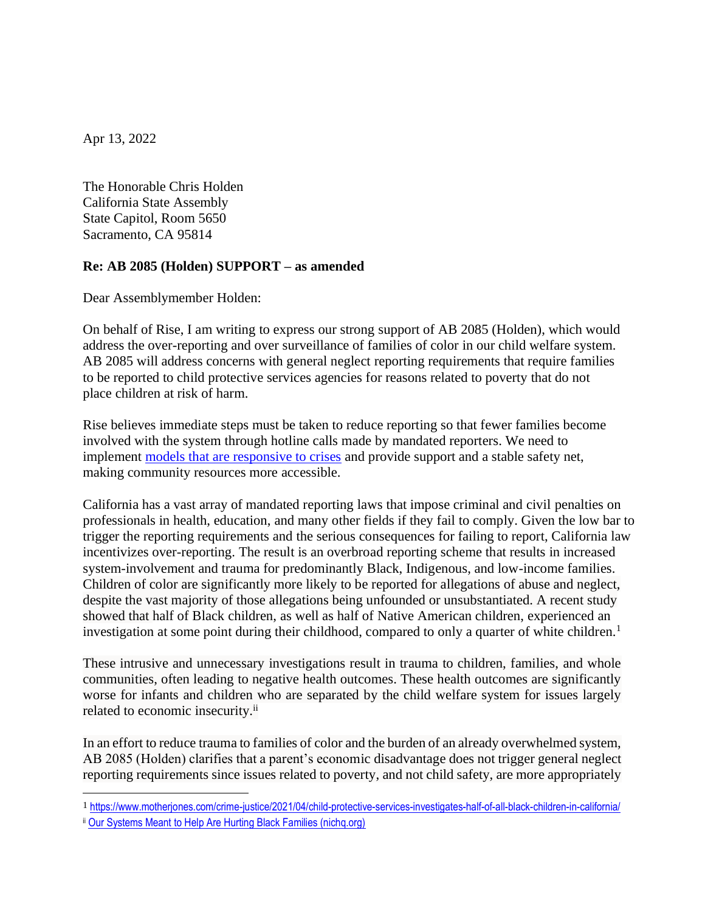Apr 13, 2022

The Honorable Chris Holden
California State Assembly
State Capitol, Room 5650
Sacramento, CA 95814

**Re: AB 2085 (Holden) SUPPORT – as amended**

Dear Assemblymember Holden:

On behalf of Rise, I am writing to express our strong support of AB 2085 (Holden), which would address the over-reporting and over surveillance of families of color in our child welfare system. AB 2085 will address concerns with general neglect reporting requirements that require families to be reported to child protective services agencies for reasons related to poverty that do not place children at risk of harm.

Rise believes immediate steps must be taken to reduce reporting so that fewer families become involved with the system through hotline calls made by mandated reporters. We need to implement [models that are responsive to crises] and provide support and a stable safety net, making community resources more accessible.

California has a vast array of mandated reporting laws that impose criminal and civil penalties on professionals in health, education, and many other fields if they fail to comply. Given the low bar to trigger the reporting requirements and the serious consequences for failing to report, California law incentivizes over-reporting. The result is an overbroad reporting scheme that results in increased system-involvement and trauma for predominantly Black, Indigenous, and low-income families. Children of color are significantly more likely to be reported for allegations of abuse and neglect, despite the vast majority of those allegations being unfounded or unsubstantiated. A recent study showed that half of Black children, as well as half of Native American children, experienced an investigation at some point during their childhood, compared to only a quarter of white children.[1]

These intrusive and unnecessary investigations result in trauma to children, families, and whole communities, often leading to negative health outcomes. These health outcomes are significantly worse for infants and children who are separated by the child welfare system for issues largely related to economic insecurity.[ii]

In an effort to reduce trauma to families of color and the burden of an already overwhelmed system, AB 2085 (Holden) clarifies that a parent's economic disadvantage does not trigger general neglect reporting requirements since issues related to poverty, and not child safety, are more appropriately

---

[1] https://www.motherjones.com/crime-justice/2021/04/child-protective-services-investigates-half-of-all-black-children-in-california/

[ii] Our Systems Meant to Help Are Hurting Black Families (nichq.org)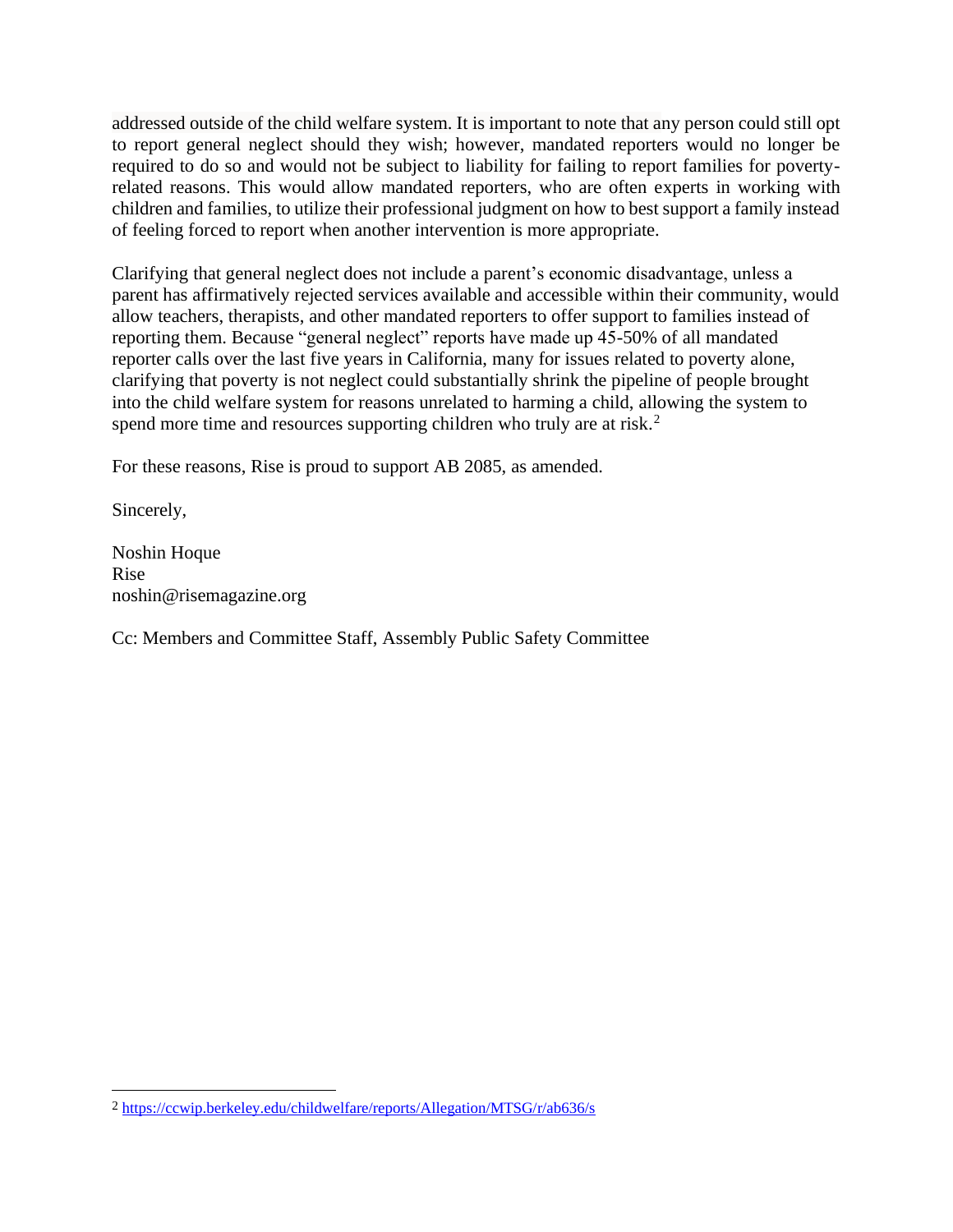addressed outside of the child welfare system. It is important to note that any person could still opt to report general neglect should they wish; however, mandated reporters would no longer be required to do so and would not be subject to liability for failing to report families for poverty-related reasons. This would allow mandated reporters, who are often experts in working with children and families, to utilize their professional judgment on how to best support a family instead of feeling forced to report when another intervention is more appropriate.

Clarifying that general neglect does not include a parent's economic disadvantage, unless a parent has affirmatively rejected services available and accessible within their community, would allow teachers, therapists, and other mandated reporters to offer support to families instead of reporting them. Because "general neglect" reports have made up 45-50% of all mandated reporter calls over the last five years in California, many for issues related to poverty alone, clarifying that poverty is not neglect could substantially shrink the pipeline of people brought into the child welfare system for reasons unrelated to harming a child, allowing the system to spend more time and resources supporting children who truly are at risk.[2]

For these reasons, Rise is proud to support AB 2085, as amended.

Sincerely,

Noshin Hoque
Rise
noshin@risemagazine.org

Cc: Members and Committee Staff, Assembly Public Safety Committee

---

[2] https://ccwip.berkeley.edu/childwelfare/reports/Allegation/MTSG/r/ab636/s